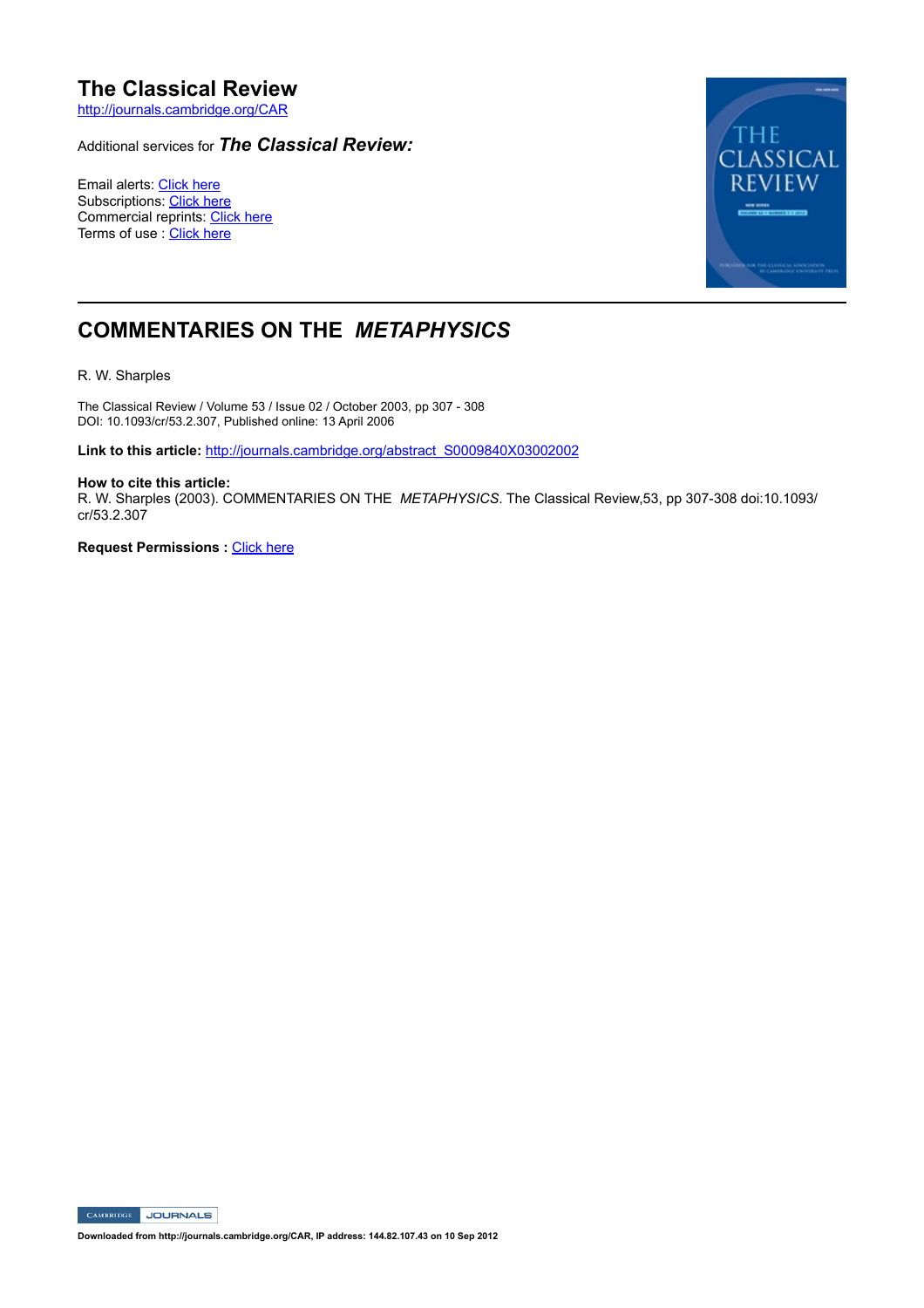# The Classical Review

http://journals.cambridge.org/CAR

Additional services for ***The Classical Review:***

Email alerts: Click here
Subscriptions: Click here
Commercial reprints: Click here
Terms of use : Click here

## COMMENTARIES ON THE *METAPHYSICS*

R. W. Sharples

The Classical Review / Volume 53 / Issue 02 / October 2003, pp 307 - 308
DOI: 10.1093/cr/53.2.307, Published online: 13 April 2006

**Link to this article:** http://journals.cambridge.org/abstract_S0009840X03002002

**How to cite this article:**
R. W. Sharples (2003). COMMENTARIES ON THE *METAPHYSICS*. The Classical Review,53, pp 307-308 doi:10.1093/cr/53.2.307

**Request Permissions :** Click here

**Downloaded from http://journals.cambridge.org/CAR, IP address: 144.82.107.43 on 10 Sep 2012**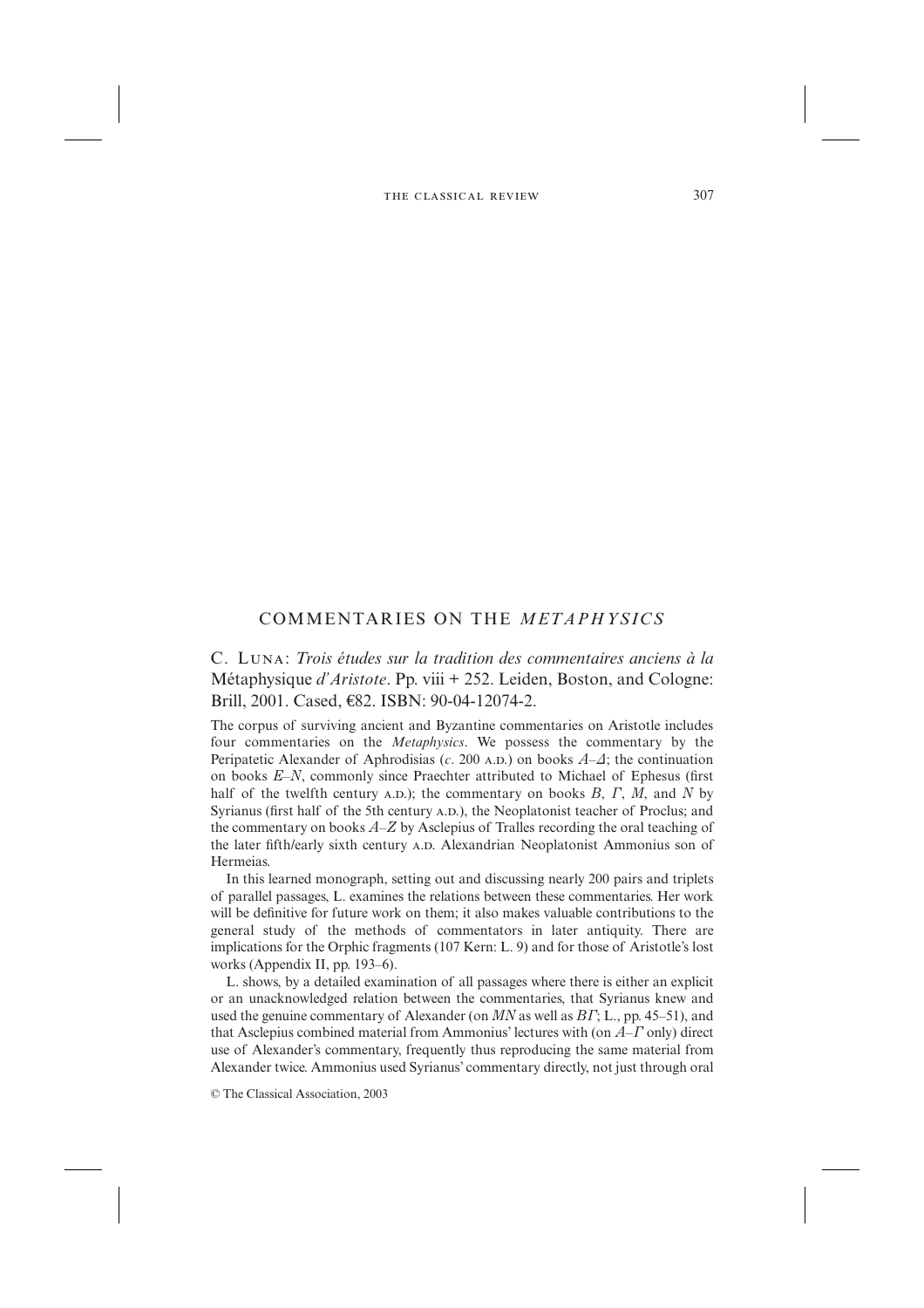## COMMENTARIES ON THE *METAPHYSICS*

C. Luna: *Trois études sur la tradition des commentaires anciens à la* Métaphysique *d'Aristote*. Pp. viii + 252. Leiden, Boston, and Cologne: Brill, 2001. Cased, €82. ISBN: 90-04-12074-2.

The corpus of surviving ancient and Byzantine commentaries on Aristotle includes four commentaries on the *Metaphysics*. We possess the commentary by the Peripatetic Alexander of Aphrodisias (*c*. 200 A.D.) on books *A*–*Δ*; the continuation on books *E*–*N*, commonly since Praechter attributed to Michael of Ephesus (first half of the twelfth century A.D.); the commentary on books *B*, *Γ*, *M*, and *N* by Syrianus (first half of the 5th century A.D.), the Neoplatonist teacher of Proclus; and the commentary on books *A*–*Z* by Asclepius of Tralles recording the oral teaching of the later fifth/early sixth century A.D. Alexandrian Neoplatonist Ammonius son of Hermeias.

In this learned monograph, setting out and discussing nearly 200 pairs and triplets of parallel passages, L. examines the relations between these commentaries. Her work will be definitive for future work on them; it also makes valuable contributions to the general study of the methods of commentators in later antiquity. There are implications for the Orphic fragments (107 Kern: L. 9) and for those of Aristotle's lost works (Appendix II, pp. 193–6).

L. shows, by a detailed examination of all passages where there is either an explicit or an unacknowledged relation between the commentaries, that Syrianus knew and used the genuine commentary of Alexander (on *MN* as well as *BΓ*; L., pp. 45–51), and that Asclepius combined material from Ammonius' lectures with (on *A*–*Γ* only) direct use of Alexander's commentary, frequently thus reproducing the same material from Alexander twice. Ammonius used Syrianus' commentary directly, not just through oral

© The Classical Association, 2003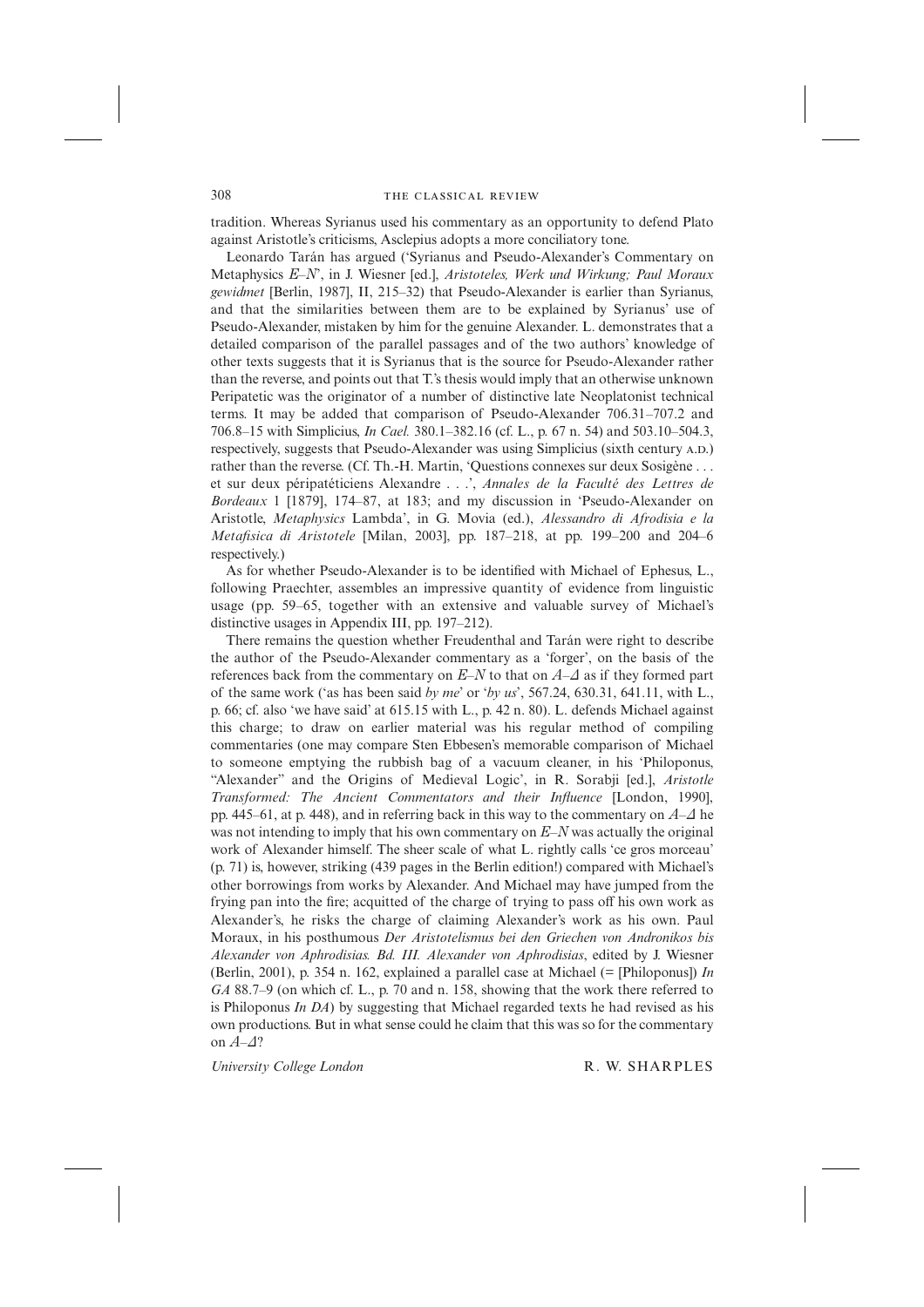tradition. Whereas Syrianus used his commentary as an opportunity to defend Plato against Aristotle's criticisms, Asclepius adopts a more conciliatory tone.

Leonardo Tarán has argued ('Syrianus and Pseudo-Alexander's Commentary on Metaphysics *E–N*', in J. Wiesner [ed.], *Aristoteles, Werk und Wirkung; Paul Moraux gewidmet* [Berlin, 1987], II, 215–32) that Pseudo-Alexander is earlier than Syrianus, and that the similarities between them are to be explained by Syrianus' use of Pseudo-Alexander, mistaken by him for the genuine Alexander. L. demonstrates that a detailed comparison of the parallel passages and of the two authors' knowledge of other texts suggests that it is Syrianus that is the source for Pseudo-Alexander rather than the reverse, and points out that T.'s thesis would imply that an otherwise unknown Peripatetic was the originator of a number of distinctive late Neoplatonist technical terms. It may be added that comparison of Pseudo-Alexander 706.31–707.2 and 706.8–15 with Simplicius, *In Cael.* 380.1–382.16 (cf. L., p. 67 n. 54) and 503.10–504.3, respectively, suggests that Pseudo-Alexander was using Simplicius (sixth century A.D.) rather than the reverse. (Cf. Th.-H. Martin, 'Questions connexes sur deux Sosigène . . . et sur deux péripatéticiens Alexandre . . .', *Annales de la Faculté des Lettres de Bordeaux* 1 [1879], 174–87, at 183; and my discussion in 'Pseudo-Alexander on Aristotle, *Metaphysics* Lambda', in G. Movia (ed.), *Alessandro di Afrodisia e la Metafisica di Aristotele* [Milan, 2003], pp. 187–218, at pp. 199–200 and 204–6 respectively.)

As for whether Pseudo-Alexander is to be identified with Michael of Ephesus, L., following Praechter, assembles an impressive quantity of evidence from linguistic usage (pp. 59–65, together with an extensive and valuable survey of Michael's distinctive usages in Appendix III, pp. 197–212).

There remains the question whether Freudenthal and Tarán were right to describe the author of the Pseudo-Alexander commentary as a 'forger', on the basis of the references back from the commentary on *E–N* to that on *A–Δ* as if they formed part of the same work ('as has been said *by me*' or '*by us*', 567.24, 630.31, 641.11, with L., p. 66; cf. also 'we have said' at 615.15 with L., p. 42 n. 80). L. defends Michael against this charge; to draw on earlier material was his regular method of compiling commentaries (one may compare Sten Ebbesen's memorable comparison of Michael to someone emptying the rubbish bag of a vacuum cleaner, in his 'Philoponus, "Alexander" and the Origins of Medieval Logic', in R. Sorabji [ed.], *Aristotle Transformed: The Ancient Commentators and their Influence* [London, 1990], pp. 445–61, at p. 448), and in referring back in this way to the commentary on *A–Δ* he was not intending to imply that his own commentary on *E–N* was actually the original work of Alexander himself. The sheer scale of what L. rightly calls 'ce gros morceau' (p. 71) is, however, striking (439 pages in the Berlin edition!) compared with Michael's other borrowings from works by Alexander. And Michael may have jumped from the frying pan into the fire; acquitted of the charge of trying to pass off his own work as Alexander's, he risks the charge of claiming Alexander's work as his own. Paul Moraux, in his posthumous *Der Aristotelismus bei den Griechen von Andronikos bis Alexander von Aphrodisias. Bd. III. Alexander von Aphrodisias*, edited by J. Wiesner (Berlin, 2001), p. 354 n. 162, explained a parallel case at Michael (= [Philoponus]) *In GA* 88.7–9 (on which cf. L., p. 70 and n. 158, showing that the work there referred to is Philoponus *In DA*) by suggesting that Michael regarded texts he had revised as his own productions. But in what sense could he claim that this was so for the commentary on *A–Δ*?

*University College London* R. W. SHARPLES